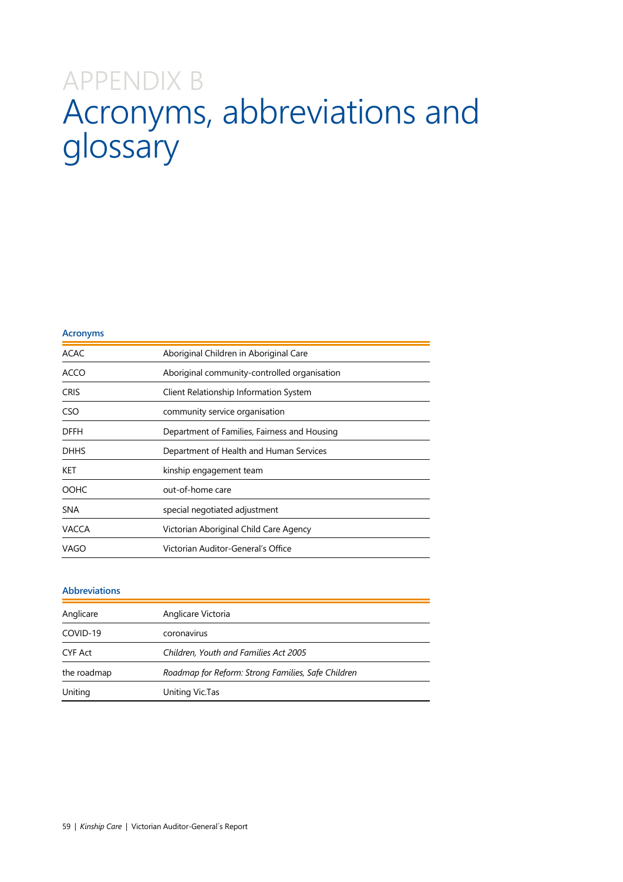# APPENDIX B
# Acronyms, abbreviations and glossary

### Acronyms

| | |
|---|---|
| ACAC | Aboriginal Children in Aboriginal Care |
| ACCO | Aboriginal community-controlled organisation |
| CRIS | Client Relationship Information System |
| CSO | community service organisation |
| DFFH | Department of Families, Fairness and Housing |
| DHHS | Department of Health and Human Services |
| KET | kinship engagement team |
| OOHC | out-of-home care |
| SNA | special negotiated adjustment |
| VACCA | Victorian Aboriginal Child Care Agency |
| VAGO | Victorian Auditor-General's Office |

### Abbreviations

| | |
|---|---|
| Anglicare | Anglicare Victoria |
| COVID-19 | coronavirus |
| CYF Act | *Children, Youth and Families Act 2005* |
| the roadmap | *Roadmap for Reform: Strong Families, Safe Children* |
| Uniting | Uniting Vic.Tas |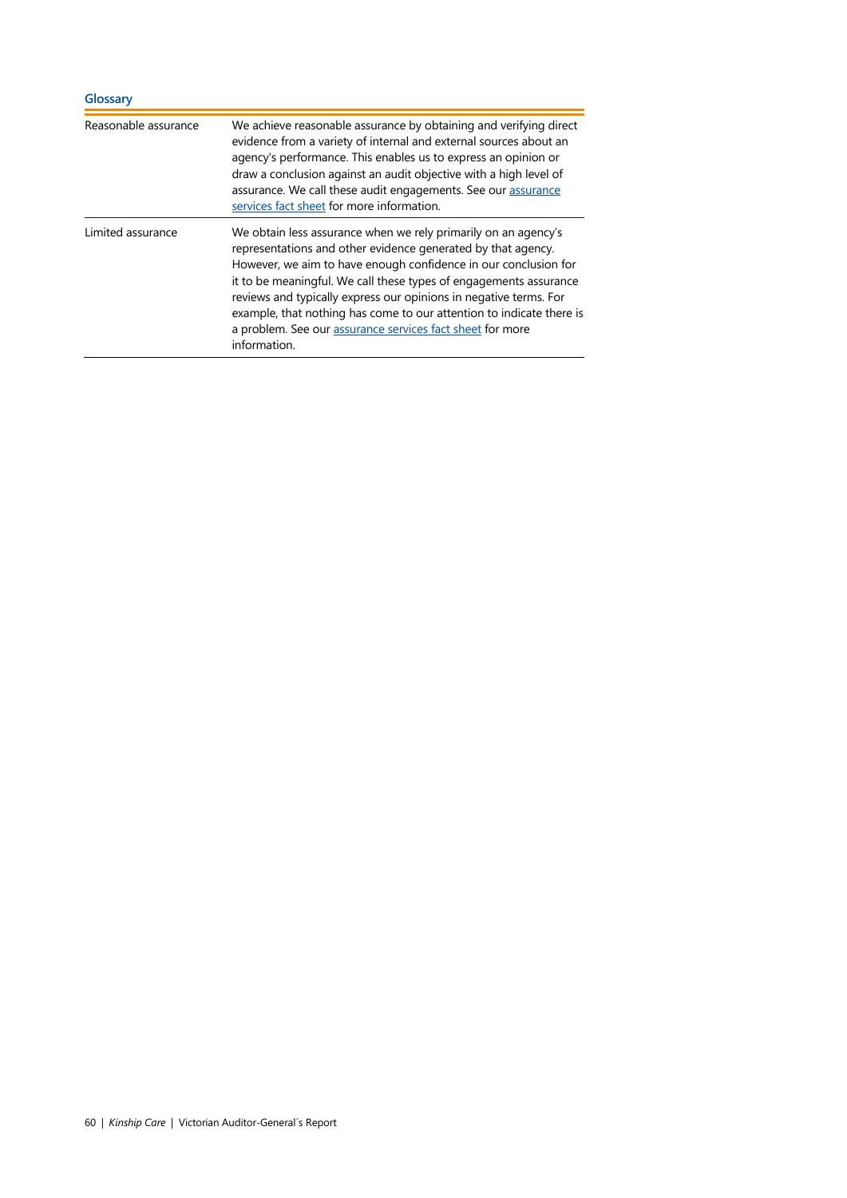## Glossary

| | |
|---|---|
| Reasonable assurance | We achieve reasonable assurance by obtaining and verifying direct evidence from a variety of internal and external sources about an agency's performance. This enables us to express an opinion or draw a conclusion against an audit objective with a high level of assurance. We call these audit engagements. See our assurance services fact sheet for more information. |
| Limited assurance | We obtain less assurance when we rely primarily on an agency's representations and other evidence generated by that agency. However, we aim to have enough confidence in our conclusion for it to be meaningful. We call these types of engagements assurance reviews and typically express our opinions in negative terms. For example, that nothing has come to our attention to indicate there is a problem. See our assurance services fact sheet for more information. |